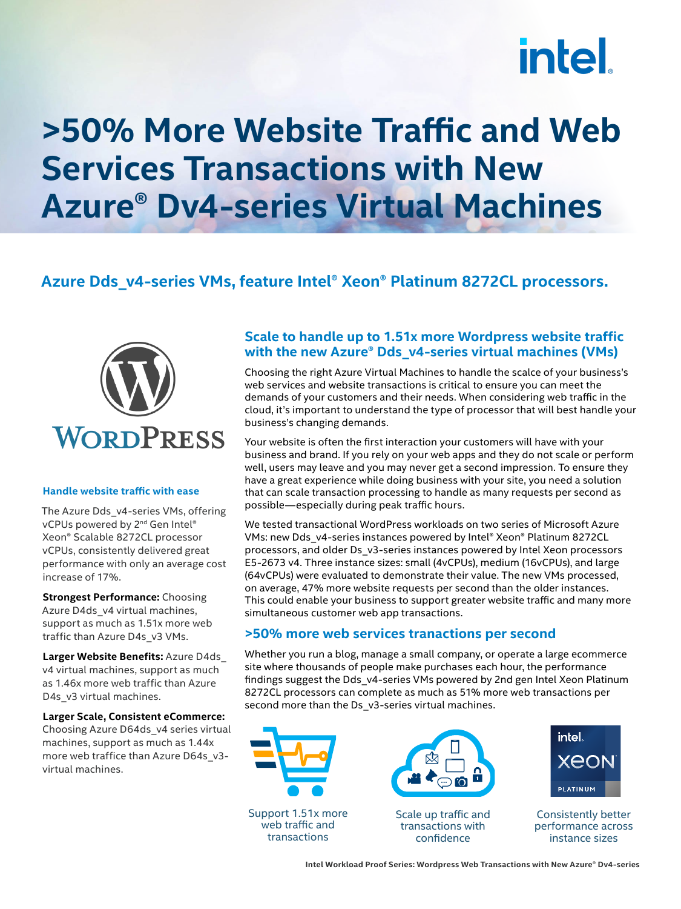# >50% More Website Traffic and Web Services Transactions with New Azure® Dv4-series Virtual Machines

## Azure Dds_v4-series VMs, feature Intel® Xeon® Platinum 8272CL processors.

### Handle website traffic with ease

The Azure Dds_v4-series VMs, offering vCPUs powered by 2nd Gen Intel® Xeon® Scalable 8272CL processor vCPUs, consistently delivered great performance with only an average cost increase of 17%.

**Strongest Performance:** Choosing Azure D4ds_v4 virtual machines, support as much as 1.51x more web traffic than Azure D4s_v3 VMs.

**Larger Website Benefits:** Azure D4ds_v4 virtual machines, support as much as 1.46x more web traffic than Azure D4s_v3 virtual machines.

**Larger Scale, Consistent eCommerce:** Choosing Azure D64ds_v4 series virtual machines, support as much as 1.44x more web traffice than Azure D64s_v3-virtual machines.

### Scale to handle up to 1.51x more Wordpress website traffic with the new Azure® Dds_v4-series virtual machines (VMs)

Choosing the right Azure Virtual Machines to handle the scalce of your business's web services and website transactions is critical to ensure you can meet the demands of your customers and their needs. When considering web traffic in the cloud, it's important to understand the type of processor that will best handle your business's changing demands.

Your website is often the first interaction your customers will have with your business and brand. If you rely on your web apps and they do not scale or perform well, users may leave and you may never get a second impression. To ensure they have a great experience while doing business with your site, you need a solution that can scale transaction processing to handle as many requests per second as possible—especially during peak traffic hours.

We tested transactional WordPress workloads on two series of Microsoft Azure VMs: new Dds_v4-series instances powered by Intel® Xeon® Platinum 8272CL processors, and older Ds_v3-series instances powered by Intel Xeon processors E5-2673 v4. Three instance sizes: small (4vCPUs), medium (16vCPUs), and large (64vCPUs) were evaluated to demonstrate their value. The new VMs processed, on average, 47% more website requests per second than the older instances. This could enable your business to support greater website traffic and many more simultaneous customer web app transactions.

### >50% more web services tranactions per second

Whether you run a blog, manage a small company, or operate a large ecommerce site where thousands of people make purchases each hour, the performance findings suggest the Dds_v4-series VMs powered by 2nd gen Intel Xeon Platinum 8272CL processors can complete as much as 51% more web transactions per second more than the Ds_v3-series virtual machines.

Support 1.51x more web traffic and transactions

Scale up traffic and transactions with confidence

Consistently better performance across instance sizes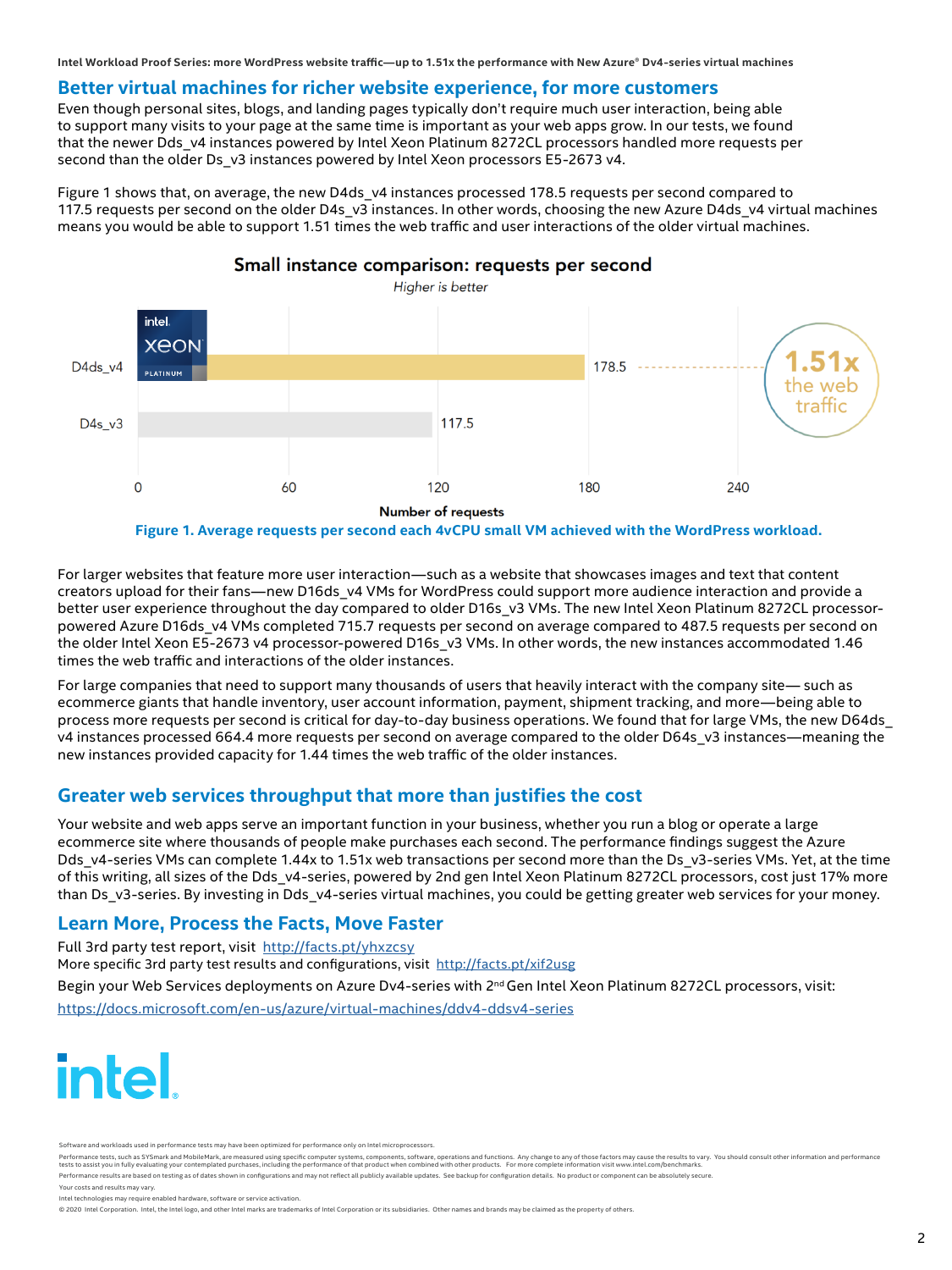## Better virtual machines for richer website experience, for more customers

Even though personal sites, blogs, and landing pages typically don't require much user interaction, being able to support many visits to your page at the same time is important as your web apps grow. In our tests, we found that the newer Dds_v4 instances powered by Intel Xeon Platinum 8272CL processors handled more requests per second than the older Ds_v3 instances powered by Intel Xeon processors E5-2673 v4.

Figure 1 shows that, on average, the new D4ds_v4 instances processed 178.5 requests per second compared to 117.5 requests per second on the older D4s_v3 instances. In other words, choosing the new Azure D4ds_v4 virtual machines means you would be able to support 1.51 times the web traffic and user interactions of the older virtual machines.

Small instance comparison: requests per second

*Higher is better*

intel XEON PLATINUM

D4ds_v4 178.5

D4s_v3 117.5

1.51x the web traffic

0 60 120 180 240

Number of requests

**Figure 1. Average requests per second each 4vCPU small VM achieved with the WordPress workload.**

For larger websites that feature more user interaction—such as a website that showcases images and text that content creators upload for their fans—new D16ds_v4 VMs for WordPress could support more audience interaction and provide a better user experience throughout the day compared to older D16s_v3 VMs. The new Intel Xeon Platinum 8272CL processor-powered Azure D16ds_v4 VMs completed 715.7 requests per second on average compared to 487.5 requests per second on the older Intel Xeon E5-2673 v4 processor-powered D16s_v3 VMs. In other words, the new instances accommodated 1.46 times the web traffic and interactions of the older instances.

For large companies that need to support many thousands of users that heavily interact with the company site— such as ecommerce giants that handle inventory, user account information, payment, shipment tracking, and more—being able to process more requests per second is critical for day-to-day business operations. We found that for large VMs, the new D64ds_v4 instances processed 664.4 more requests per second on average compared to the older D64s_v3 instances—meaning the new instances provided capacity for 1.44 times the web traffic of the older instances.

## Greater web services throughput that more than justifies the cost

Your website and web apps serve an important function in your business, whether you run a blog or operate a large ecommerce site where thousands of people make purchases each second. The performance findings suggest the Azure Dds_v4-series VMs can complete 1.44x to 1.51x web transactions per second more than the Ds_v3-series VMs. Yet, at the time of this writing, all sizes of the Dds_v4-series, powered by 2nd gen Intel Xeon Platinum 8272CL processors, cost just 17% more than Ds_v3-series. By investing in Dds_v4-series virtual machines, you could be getting greater web services for your money.

## Learn More, Process the Facts, Move Faster

Full 3rd party test report, visit http://facts.pt/yhxzcsy

More specific 3rd party test results and configurations, visit http://facts.pt/xif2usg

Begin your Web Services deployments on Azure Dv4-series with 2nd Gen Intel Xeon Platinum 8272CL processors, visit:

https://docs.microsoft.com/en-us/azure/virtual-machines/ddv4-ddsv4-series

intel.

Software and workloads used in performance tests may have been optimized for performance only on Intel microprocessors.

Performance tests, such as SYSmark and MobileMark, are measured using specific computer systems, components, software, operations and functions. Any change to any of those factors may cause the results to vary. You should consult other information and performance tests to assist you in fully evaluating your contemplated purchases, including the performance of that product when combined with other products. For more complete information visit www.intel.com/benchmarks.

Performance results are based on testing as of dates shown in configurations and may not reflect all publicly available updates. See backup for configuration details. No product or component can be absolutely secure.

Your costs and results may vary.

Intel technologies may require enabled hardware, software or service activation.

© 2020 Intel Corporation. Intel, the Intel logo, and other Intel marks are trademarks of Intel Corporation or its subsidiaries. Other names and brands may be claimed as the property of others.